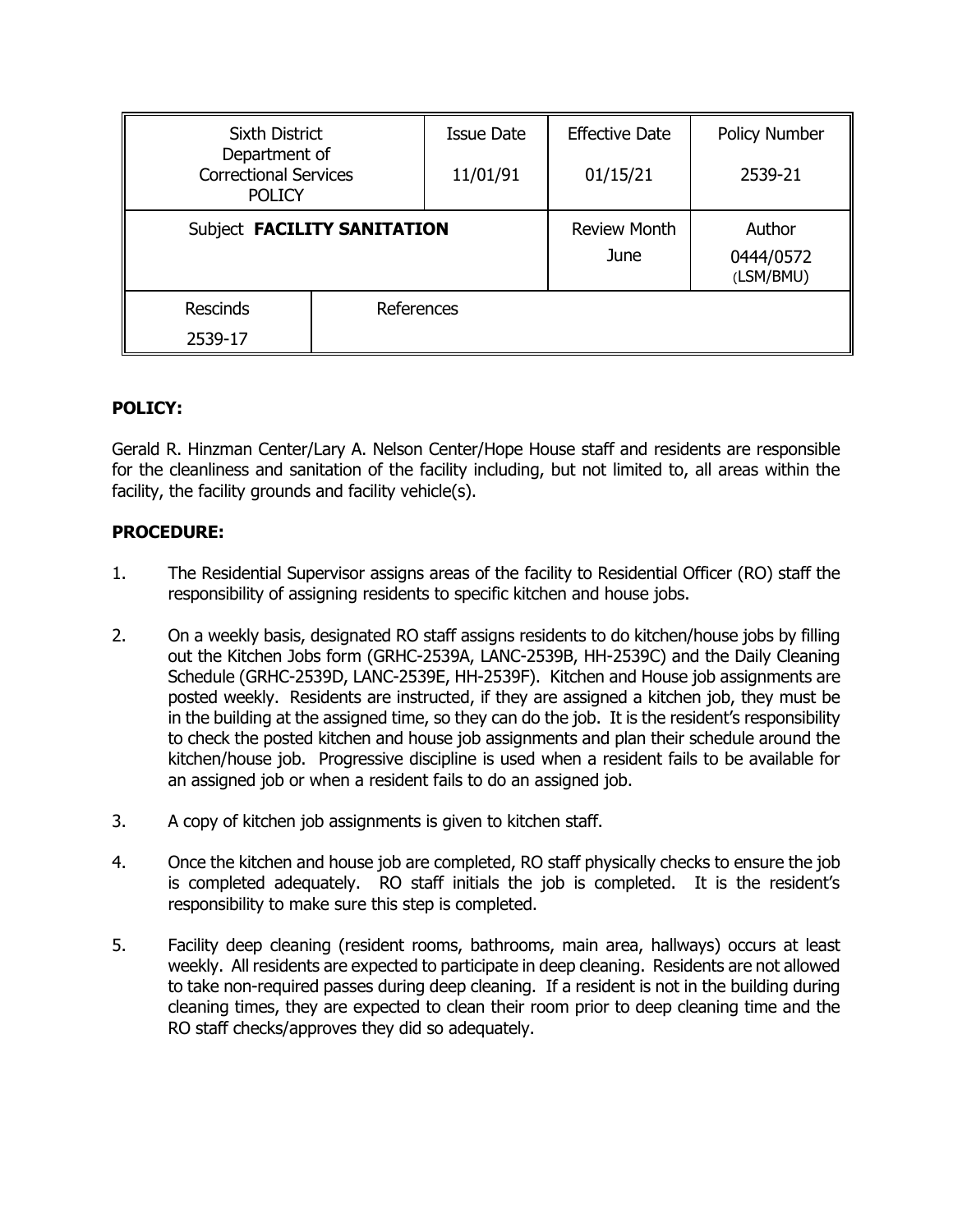| Sixth District Department of Correctional Services POLICY | | Issue Date<br>11/01/91 | Effective Date<br>01/15/21 | Policy Number<br>2539-21 |
|---|---|---|---|---|
| Subject **FACILITY SANITATION** | | | Review Month<br>June | Author<br>0444/0572<br>(LSM/BMU) |
| Rescinds<br>2539-17 | References | | | |

**POLICY:**

Gerald R. Hinzman Center/Lary A. Nelson Center/Hope House staff and residents are responsible for the cleanliness and sanitation of the facility including, but not limited to, all areas within the facility, the facility grounds and facility vehicle(s).

**PROCEDURE:**

1. The Residential Supervisor assigns areas of the facility to Residential Officer (RO) staff the responsibility of assigning residents to specific kitchen and house jobs.

2. On a weekly basis, designated RO staff assigns residents to do kitchen/house jobs by filling out the Kitchen Jobs form (GRHC-2539A, LANC-2539B, HH-2539C) and the Daily Cleaning Schedule (GRHC-2539D, LANC-2539E, HH-2539F). Kitchen and House job assignments are posted weekly. Residents are instructed, if they are assigned a kitchen job, they must be in the building at the assigned time, so they can do the job. It is the resident's responsibility to check the posted kitchen and house job assignments and plan their schedule around the kitchen/house job. Progressive discipline is used when a resident fails to be available for an assigned job or when a resident fails to do an assigned job.

3. A copy of kitchen job assignments is given to kitchen staff.

4. Once the kitchen and house job are completed, RO staff physically checks to ensure the job is completed adequately. RO staff initials the job is completed. It is the resident's responsibility to make sure this step is completed.

5. Facility deep cleaning (resident rooms, bathrooms, main area, hallways) occurs at least weekly. All residents are expected to participate in deep cleaning. Residents are not allowed to take non-required passes during deep cleaning. If a resident is not in the building during cleaning times, they are expected to clean their room prior to deep cleaning time and the RO staff checks/approves they did so adequately.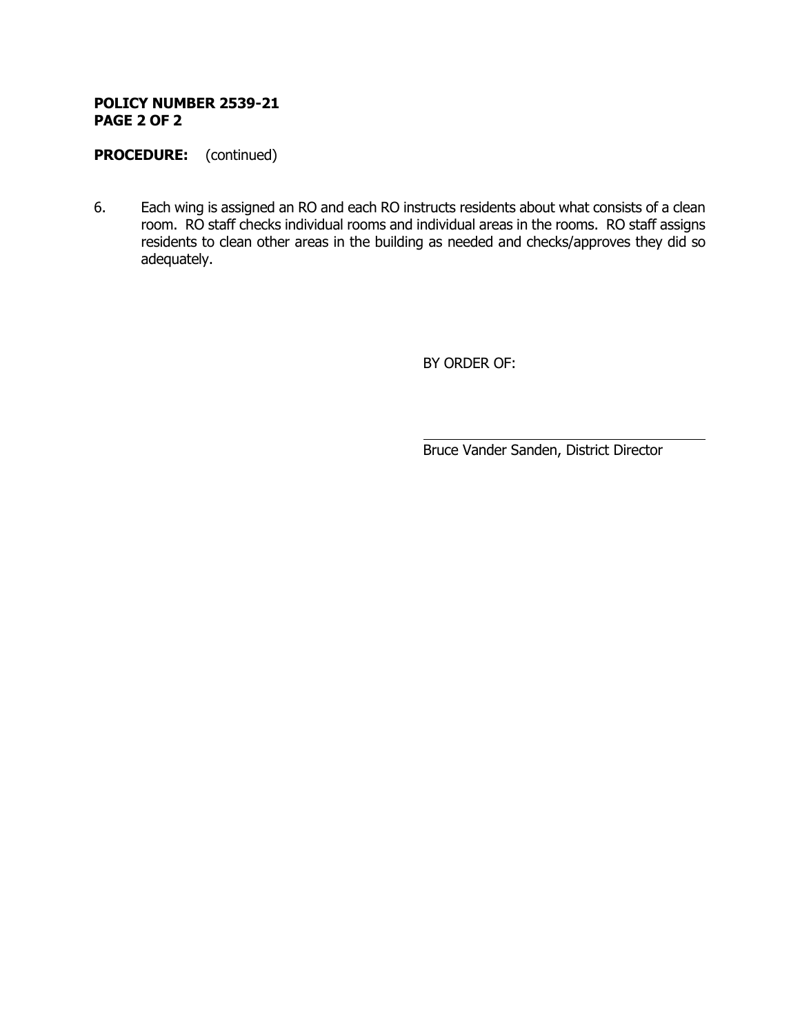**POLICY NUMBER 2539-21**
**PAGE 2 OF 2**

**PROCEDURE:** (continued)

6. Each wing is assigned an RO and each RO instructs residents about what consists of a clean room. RO staff checks individual rooms and individual areas in the rooms. RO staff assigns residents to clean other areas in the building as needed and checks/approves they did so adequately.

BY ORDER OF:

Bruce Vander Sanden, District Director